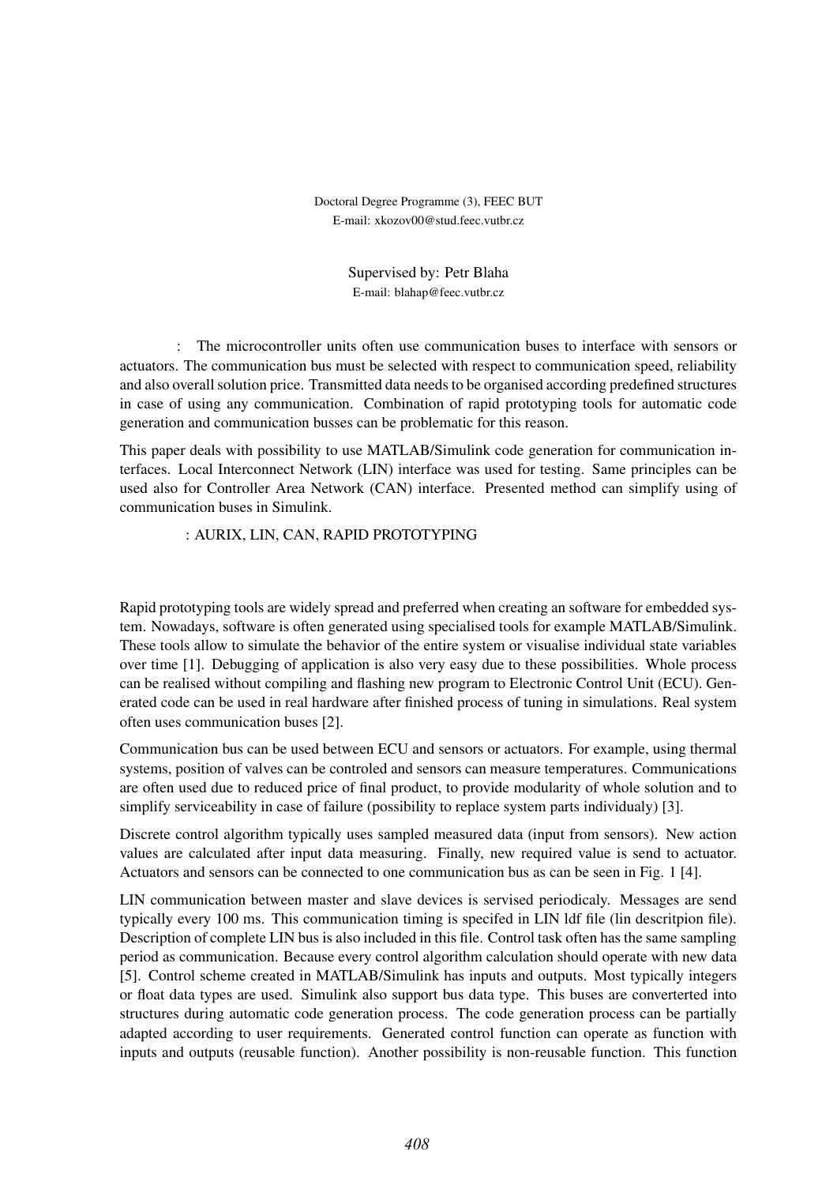Doctoral Degree Programme (3), FEEC BUT
E-mail: xkozov00@stud.feec.vutbr.cz

Supervised by: Petr Blaha
E-mail: blahap@feec.vutbr.cz

: The microcontroller units often use communication buses to interface with sensors or actuators. The communication bus must be selected with respect to communication speed, reliability and also overall solution price. Transmitted data needs to be organised according predefined structures in case of using any communication. Combination of rapid prototyping tools for automatic code generation and communication busses can be problematic for this reason.

This paper deals with possibility to use MATLAB/Simulink code generation for communication interfaces. Local Interconnect Network (LIN) interface was used for testing. Same principles can be used also for Controller Area Network (CAN) interface. Presented method can simplify using of communication buses in Simulink.

: AURIX, LIN, CAN, RAPID PROTOTYPING

Rapid prototyping tools are widely spread and preferred when creating an software for embedded system. Nowadays, software is often generated using specialised tools for example MATLAB/Simulink. These tools allow to simulate the behavior of the entire system or visualise individual state variables over time [1]. Debugging of application is also very easy due to these possibilities. Whole process can be realised without compiling and flashing new program to Electronic Control Unit (ECU). Generated code can be used in real hardware after finished process of tuning in simulations. Real system often uses communication buses [2].

Communication bus can be used between ECU and sensors or actuators. For example, using thermal systems, position of valves can be controled and sensors can measure temperatures. Communications are often used due to reduced price of final product, to provide modularity of whole solution and to simplify serviceability in case of failure (possibility to replace system parts individualy) [3].

Discrete control algorithm typically uses sampled measured data (input from sensors). New action values are calculated after input data measuring. Finally, new required value is send to actuator. Actuators and sensors can be connected to one communication bus as can be seen in Fig. 1 [4].

LIN communication between master and slave devices is servised periodicaly. Messages are send typically every 100 ms. This communication timing is specifed in LIN ldf file (lin descritpion file). Description of complete LIN bus is also included in this file. Control task often has the same sampling period as communication. Because every control algorithm calculation should operate with new data [5]. Control scheme created in MATLAB/Simulink has inputs and outputs. Most typically integers or float data types are used. Simulink also support bus data type. This buses are converterted into structures during automatic code generation process. The code generation process can be partially adapted according to user requirements. Generated control function can operate as function with inputs and outputs (reusable function). Another possibility is non-reusable function. This function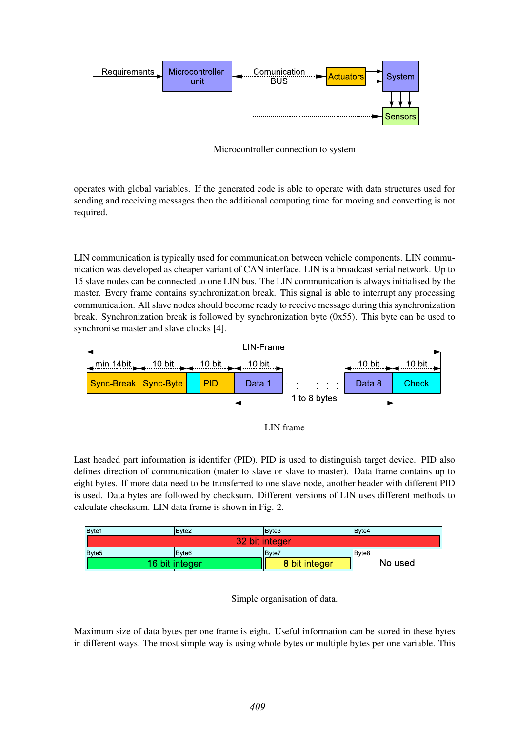Microcontroller connection to system

operates with global variables. If the generated code is able to operate with data structures used for sending and receiving messages then the additional computing time for moving and converting is not required.

LIN communication is typically used for communication between vehicle components. LIN communication was developed as cheaper variant of CAN interface. LIN is a broadcast serial network. Up to 15 slave nodes can be connected to one LIN bus. The LIN communication is always initialised by the master. Every frame contains synchronization break. This signal is able to interrupt any processing communication. All slave nodes should become ready to receive message during this synchronization break. Synchronization break is followed by synchronization byte (0x55). This byte can be used to synchronise master and slave clocks [4].

LIN frame

Last headed part information is identifer (PID). PID is used to distinguish target device. PID also defines direction of communication (mater to slave or slave to master). Data frame contains up to eight bytes. If more data need to be transferred to one slave node, another header with different PID is used. Data bytes are followed by checksum. Different versions of LIN uses different methods to calculate checksum. LIN data frame is shown in Fig. 2.

Simple organisation of data.

Maximum size of data bytes per one frame is eight. Useful information can be stored in these bytes in different ways. The most simple way is using whole bytes or multiple bytes per one variable. This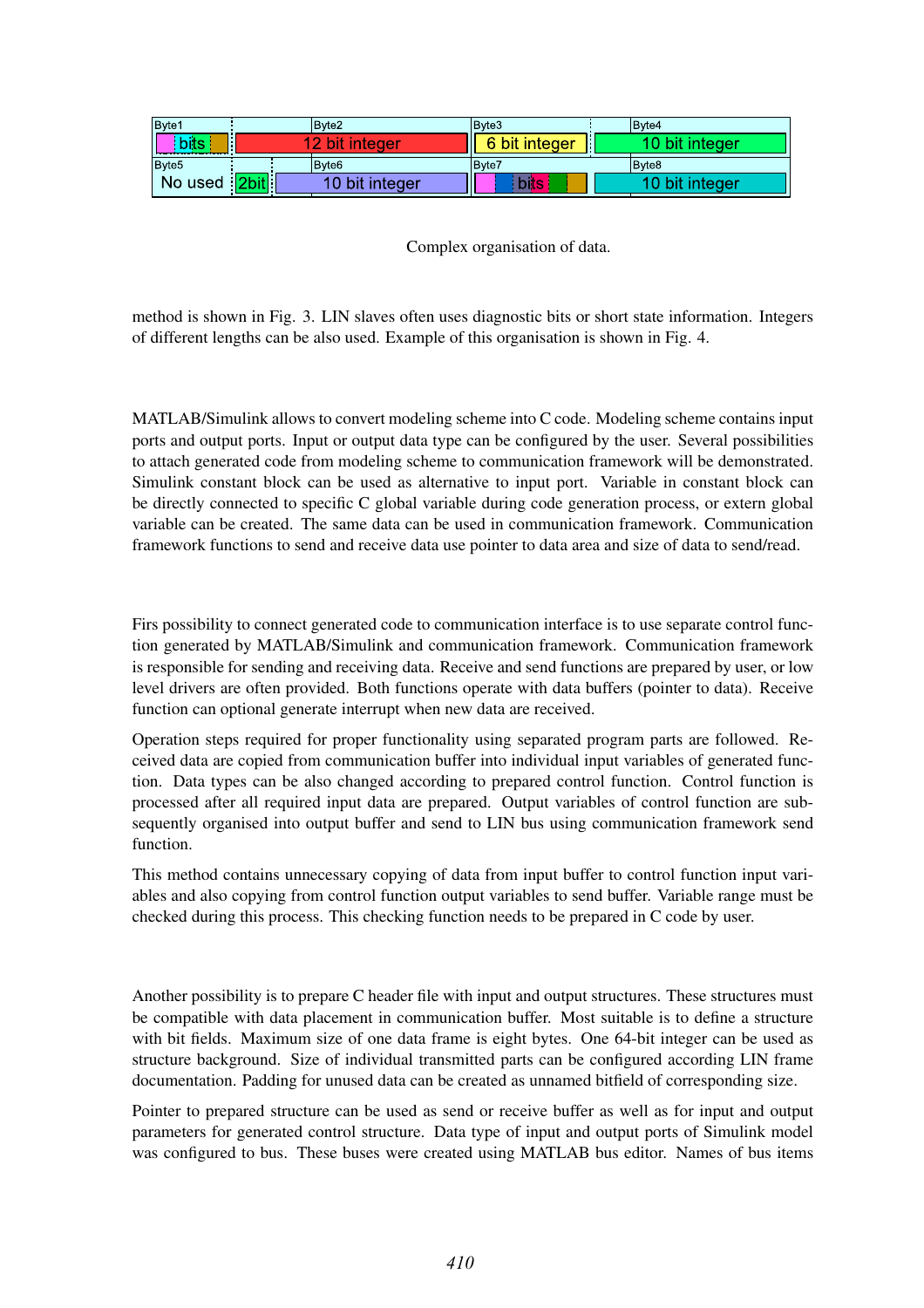| Byte1 | Byte2 | Byte3 | Byte4 |
|---|---|---|---|
| bits, 12 bit integer | 12 bit integer | 6 bit integer | 10 bit integer |
| **Byte5** | **Byte6** | **Byte7** | **Byte8** |
| No used, 2bit | 10 bit integer | bits | 10 bit integer |

Complex organisation of data.

method is shown in Fig. 3. LIN slaves often uses diagnostic bits or short state information. Integers of different lengths can be also used. Example of this organisation is shown in Fig. 4.

MATLAB/Simulink allows to convert modeling scheme into C code. Modeling scheme contains input ports and output ports. Input or output data type can be configured by the user. Several possibilities to attach generated code from modeling scheme to communication framework will be demonstrated. Simulink constant block can be used as alternative to input port. Variable in constant block can be directly connected to specific C global variable during code generation process, or extern global variable can be created. The same data can be used in communication framework. Communication framework functions to send and receive data use pointer to data area and size of data to send/read.

Firs possibility to connect generated code to communication interface is to use separate control function generated by MATLAB/Simulink and communication framework. Communication framework is responsible for sending and receiving data. Receive and send functions are prepared by user, or low level drivers are often provided. Both functions operate with data buffers (pointer to data). Receive function can optional generate interrupt when new data are received.

Operation steps required for proper functionality using separated program parts are followed. Received data are copied from communication buffer into individual input variables of generated function. Data types can be also changed according to prepared control function. Control function is processed after all required input data are prepared. Output variables of control function are subsequently organised into output buffer and send to LIN bus using communication framework send function.

This method contains unnecessary copying of data from input buffer to control function input variables and also copying from control function output variables to send buffer. Variable range must be checked during this process. This checking function needs to be prepared in C code by user.

Another possibility is to prepare C header file with input and output structures. These structures must be compatible with data placement in communication buffer. Most suitable is to define a structure with bit fields. Maximum size of one data frame is eight bytes. One 64-bit integer can be used as structure background. Size of individual transmitted parts can be configured according LIN frame documentation. Padding for unused data can be created as unnamed bitfield of corresponding size.

Pointer to prepared structure can be used as send or receive buffer as well as for input and output parameters for generated control structure. Data type of input and output ports of Simulink model was configured to bus. These buses were created using MATLAB bus editor. Names of bus items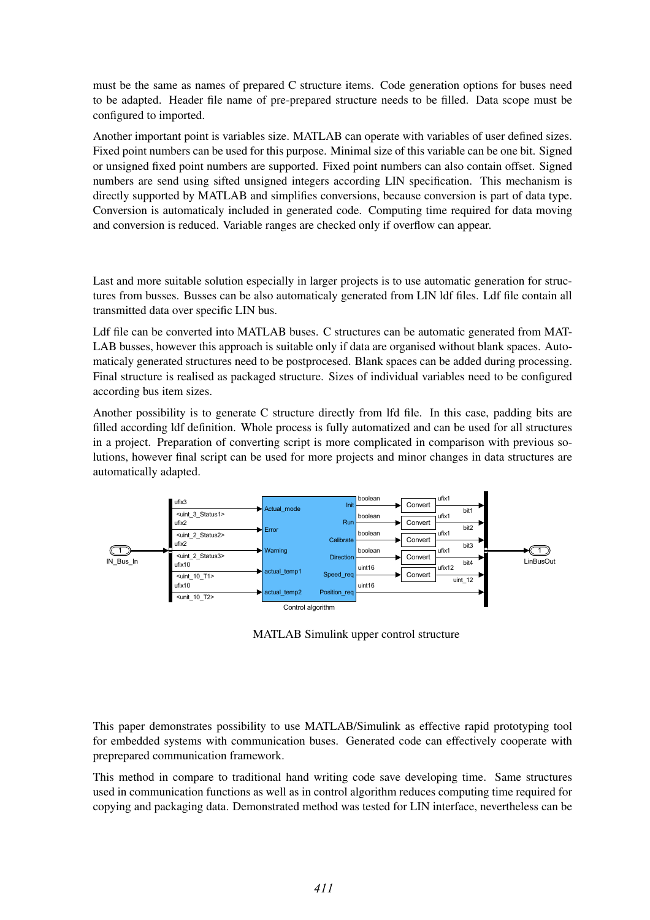must be the same as names of prepared C structure items. Code generation options for buses need to be adapted. Header file name of pre-prepared structure needs to be filled. Data scope must be configured to imported.

Another important point is variables size. MATLAB can operate with variables of user defined sizes. Fixed point numbers can be used for this purpose. Minimal size of this variable can be one bit. Signed or unsigned fixed point numbers are supported. Fixed point numbers can also contain offset. Signed numbers are send using sifted unsigned integers according LIN specification. This mechanism is directly supported by MATLAB and simplifies conversions, because conversion is part of data type. Conversion is automaticaly included in generated code. Computing time required for data moving and conversion is reduced. Variable ranges are checked only if overflow can appear.

Last and more suitable solution especially in larger projects is to use automatic generation for structures from busses. Busses can be also automaticaly generated from LIN ldf files. Ldf file contain all transmitted data over specific LIN bus.

Ldf file can be converted into MATLAB buses. C structures can be automatic generated from MATLAB busses, however this approach is suitable only if data are organised without blank spaces. Automaticaly generated structures need to be postprocesed. Blank spaces can be added during processing. Final structure is realised as packaged structure. Sizes of individual variables need to be configured according bus item sizes.

Another possibility is to generate C structure directly from lfd file. In this case, padding bits are filled according ldf definition. Whole process is fully automatized and can be used for all structures in a project. Preparation of converting script is more complicated in comparison with previous solutions, however final script can be used for more projects and minor changes in data structures are automatically adapted.

MATLAB Simulink upper control structure

This paper demonstrates possibility to use MATLAB/Simulink as effective rapid prototyping tool for embedded systems with communication buses. Generated code can effectively cooperate with preprepared communication framework.

This method in compare to traditional hand writing code save developing time. Same structures used in communication functions as well as in control algorithm reduces computing time required for copying and packaging data. Demonstrated method was tested for LIN interface, nevertheless can be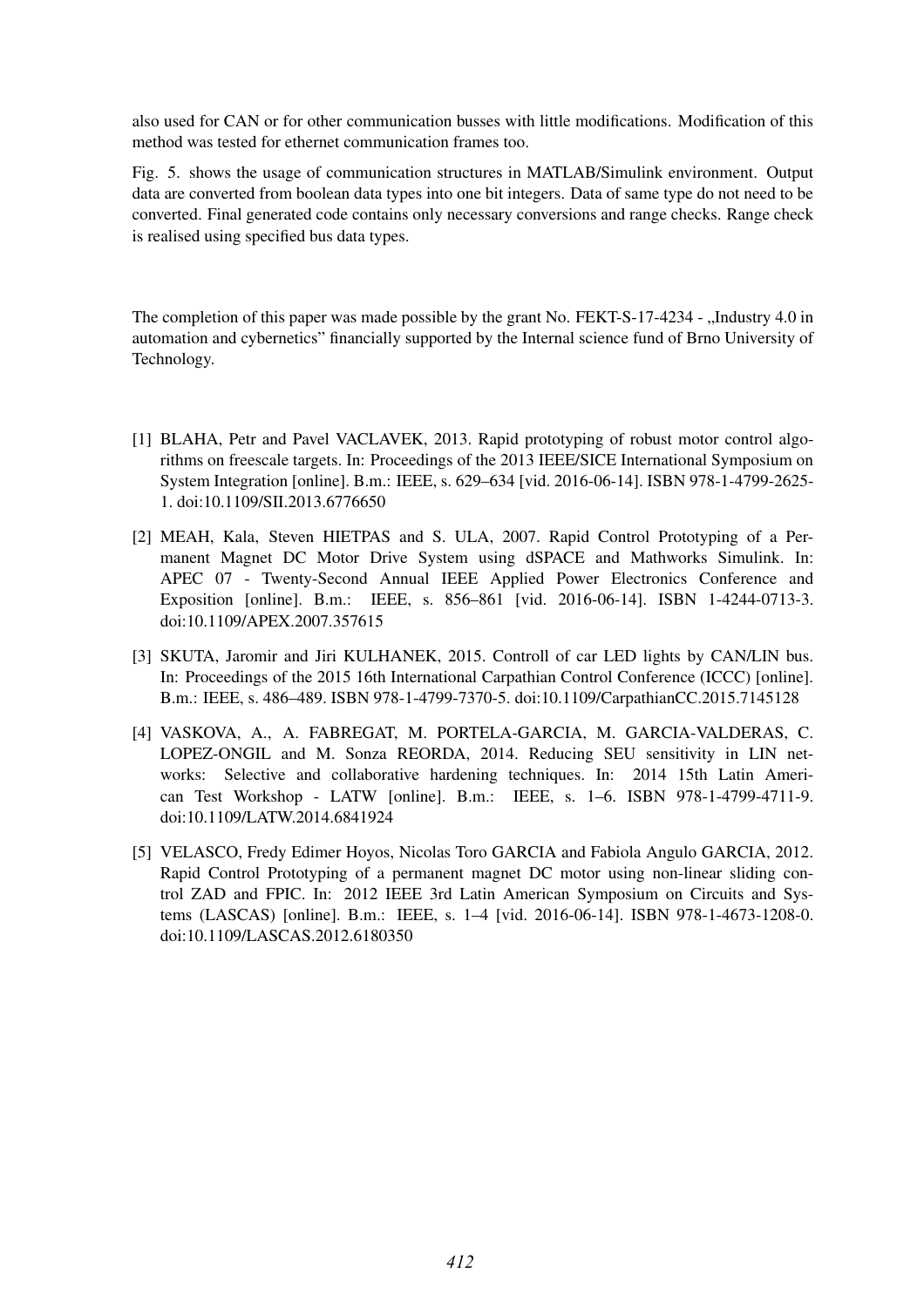also used for CAN or for other communication busses with little modifications. Modification of this method was tested for ethernet communication frames too.

Fig. 5. shows the usage of communication structures in MATLAB/Simulink environment. Output data are converted from boolean data types into one bit integers. Data of same type do not need to be converted. Final generated code contains only necessary conversions and range checks. Range check is realised using specified bus data types.

The completion of this paper was made possible by the grant No. FEKT-S-17-4234 - „Industry 4.0 in automation and cybernetics" financially supported by the Internal science fund of Brno University of Technology.

[1] BLAHA, Petr and Pavel VACLAVEK, 2013. Rapid prototyping of robust motor control algorithms on freescale targets. In: Proceedings of the 2013 IEEE/SICE International Symposium on System Integration [online]. B.m.: IEEE, s. 629–634 [vid. 2016-06-14]. ISBN 978-1-4799-2625-1. doi:10.1109/SII.2013.6776650

[2] MEAH, Kala, Steven HIETPAS and S. ULA, 2007. Rapid Control Prototyping of a Permanent Magnet DC Motor Drive System using dSPACE and Mathworks Simulink. In: APEC 07 - Twenty-Second Annual IEEE Applied Power Electronics Conference and Exposition [online]. B.m.: IEEE, s. 856–861 [vid. 2016-06-14]. ISBN 1-4244-0713-3. doi:10.1109/APEX.2007.357615

[3] SKUTA, Jaromir and Jiri KULHANEK, 2015. Controll of car LED lights by CAN/LIN bus. In: Proceedings of the 2015 16th International Carpathian Control Conference (ICCC) [online]. B.m.: IEEE, s. 486–489. ISBN 978-1-4799-7370-5. doi:10.1109/CarpathianCC.2015.7145128

[4] VASKOVA, A., A. FABREGAT, M. PORTELA-GARCIA, M. GARCIA-VALDERAS, C. LOPEZ-ONGIL and M. Sonza REORDA, 2014. Reducing SEU sensitivity in LIN networks: Selective and collaborative hardening techniques. In: 2014 15th Latin American Test Workshop - LATW [online]. B.m.: IEEE, s. 1–6. ISBN 978-1-4799-4711-9. doi:10.1109/LATW.2014.6841924

[5] VELASCO, Fredy Edimer Hoyos, Nicolas Toro GARCIA and Fabiola Angulo GARCIA, 2012. Rapid Control Prototyping of a permanent magnet DC motor using non-linear sliding control ZAD and FPIC. In: 2012 IEEE 3rd Latin American Symposium on Circuits and Systems (LASCAS) [online]. B.m.: IEEE, s. 1–4 [vid. 2016-06-14]. ISBN 978-1-4673-1208-0. doi:10.1109/LASCAS.2012.6180350